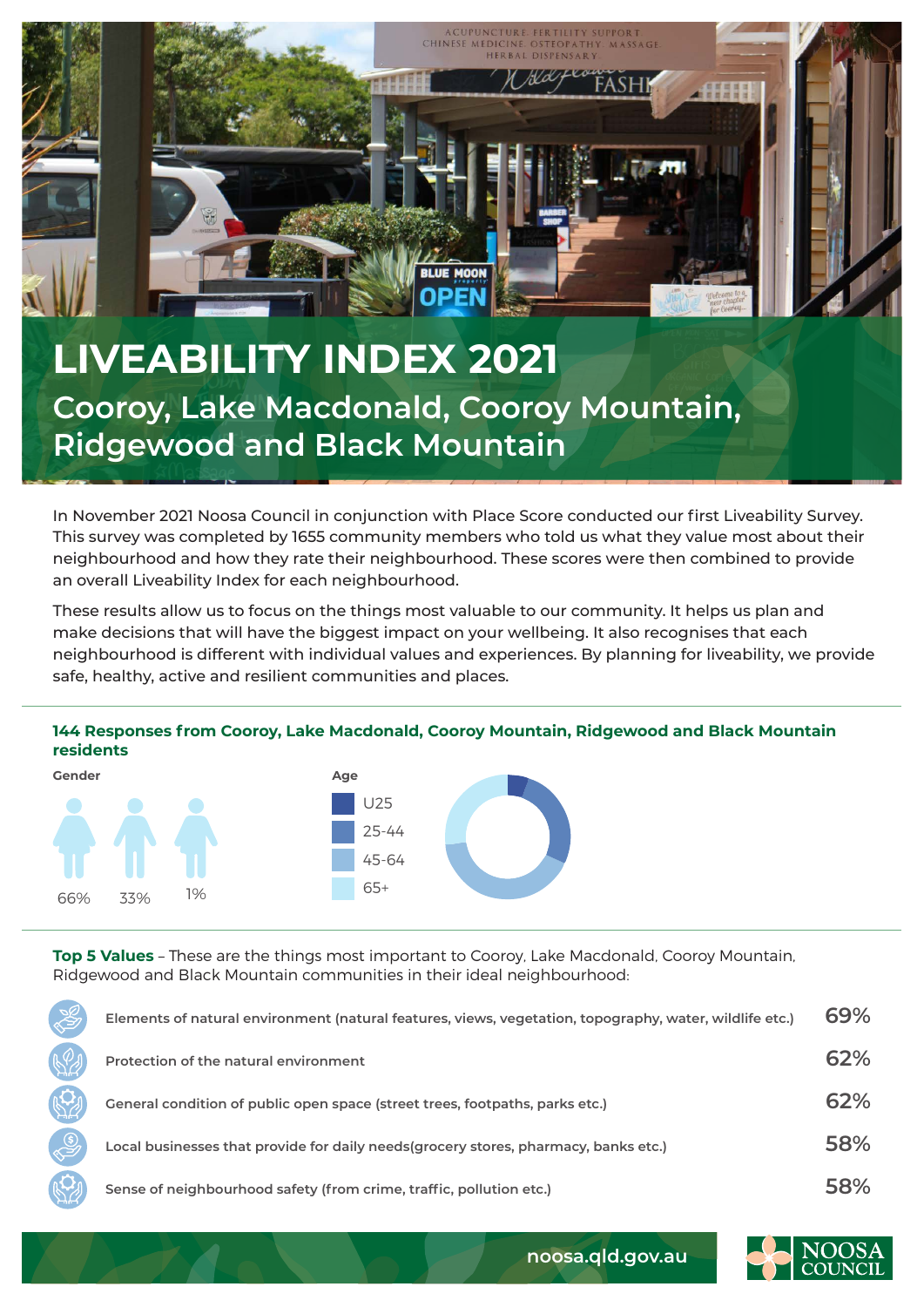# LIVEABILITY INDEX 2021

## Cooroy, Lake Macdonald, Cooroy Mountain, Ridgewood and Black Mountain

In November 2021 Noosa Council in conjunction with Place Score conducted our first Liveability Survey. This survey was completed by 1655 community members who told us what they value most about their neighbourhood and how they rate their neighbourhood. These scores were then combined to provide an overall Liveability Index for each neighbourhood.

These results allow us to focus on the things most valuable to our community. It helps us plan and make decisions that will have the biggest impact on your wellbeing. It also recognises that each neighbourhood is different with individual values and experiences. By planning for liveability, we provide safe, healthy, active and resilient communities and places.

### 144 Responses from Cooroy, Lake Macdonald, Cooroy Mountain, Ridgewood and Black Mountain residents

**Gender**

66% 33% 1%

**Age**

- U25
- 25-44
- 45-64
- 65+

**Top 5 Values** – These are the things most important to Cooroy, Lake Macdonald, Cooroy Mountain, Ridgewood and Black Mountain communities in their ideal neighbourhood:

| Value | % |
|---|---|
| Elements of natural environment (natural features, views, vegetation, topography, water, wildlife etc.) | 69% |
| Protection of the natural environment | 62% |
| General condition of public open space (street trees, footpaths, parks etc.) | 62% |
| Local businesses that provide for daily needs(grocery stores, pharmacy, banks etc.) | 58% |
| Sense of neighbourhood safety (from crime, traffic, pollution etc.) | 58% |

noosa.qld.gov.au

NOOSA COUNCIL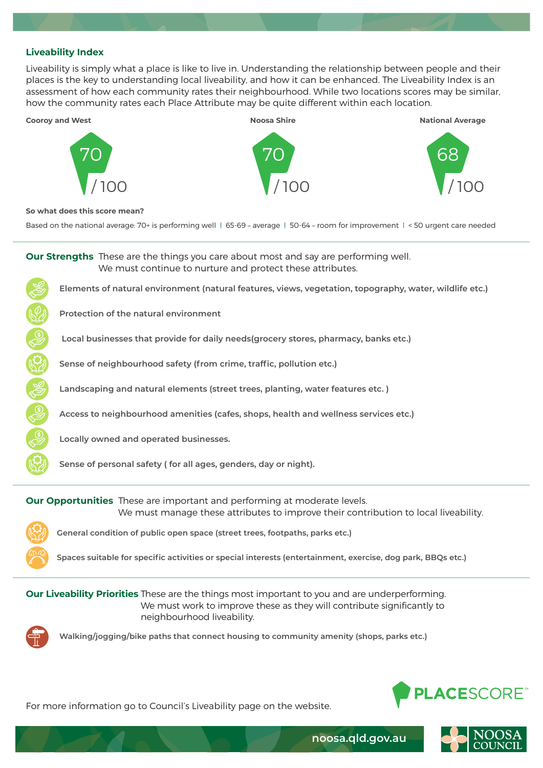## Liveability Index

Liveability is simply what a place is like to live in. Understanding the relationship between people and their places is the key to understanding local liveability, and how it can be enhanced. The Liveability Index is an assessment of how each community rates their neighbourhood. While two locations scores may be similar, how the community rates each Place Attribute may be quite different within each location.

**Cooroy and West**

70 / 100

**Noosa Shire**

70 / 100

**National Average**

68 / 100

**So what does this score mean?**

Based on the national average: 70+ is performing well | 65-69 – average | 50-64 – room for improvement | < 50 urgent care needed

**Our Strengths** These are the things you care about most and say are performing well. We must continue to nurture and protect these attributes.

- Elements of natural environment (natural features, views, vegetation, topography, water, wildlife etc.)
- Protection of the natural environment
- Local businesses that provide for daily needs(grocery stores, pharmacy, banks etc.)
- Sense of neighbourhood safety (from crime, traffic, pollution etc.)
- Landscaping and natural elements (street trees, planting, water features etc. )
- Access to neighbourhood amenities (cafes, shops, health and wellness services etc.)
- Locally owned and operated businesses.
- Sense of personal safety ( for all ages, genders, day or night).

**Our Opportunities** These are important and performing at moderate levels. We must manage these attributes to improve their contribution to local liveability.

- General condition of public open space (street trees, footpaths, parks etc.)
- Spaces suitable for specific activities or special interests (entertainment, exercise, dog park, BBQs etc.)

**Our Liveability Priorities** These are the things most important to you and are underperforming. We must work to improve these as they will contribute significantly to neighbourhood liveability.

- Walking/jogging/bike paths that connect housing to community amenity (shops, parks etc.)

For more information go to Council's Liveability page on the website.

PLACESCORE™

noosa.qld.gov.au

NOOSA COUNCIL